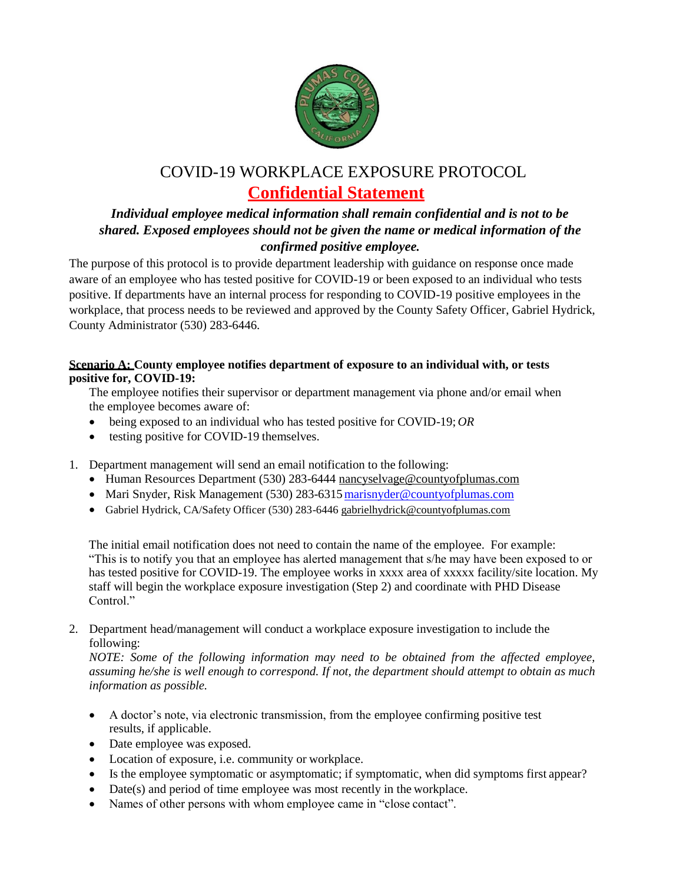# COVID-19 WORKPLACE EXPOSURE PROTOCOL

## Confidential Statement

***Individual employee medical information shall remain confidential and is not to be shared. Exposed employees should not be given the name or medical information of the confirmed positive employee.***

The purpose of this protocol is to provide department leadership with guidance on response once made aware of an employee who has tested positive for COVID-19 or been exposed to an individual who tests positive. If departments have an internal process for responding to COVID-19 positive employees in the workplace, that process needs to be reviewed and approved by the County Safety Officer, Gabriel Hydrick, County Administrator (530) 283-6446.

**Scenario A: County employee notifies department of exposure to an individual with, or tests positive for, COVID-19:**

The employee notifies their supervisor or department management via phone and/or email when the employee becomes aware of:

- being exposed to an individual who has tested positive for COVID-19; *OR*
- testing positive for COVID-19 themselves.

1. Department management will send an email notification to the following:
   - Human Resources Department (530) 283-6444 nancyselvage@countyofplumas.com
   - Mari Snyder, Risk Management (530) 283-6315 marisnyder@countyofplumas.com
   - Gabriel Hydrick, CA/Safety Officer (530) 283-6446 gabrielhydrick@countyofplumas.com

   The initial email notification does not need to contain the name of the employee. For example: "This is to notify you that an employee has alerted management that s/he may have been exposed to or has tested positive for COVID-19. The employee works in xxxx area of xxxxx facility/site location. My staff will begin the workplace exposure investigation (Step 2) and coordinate with PHD Disease Control."

2. Department head/management will conduct a workplace exposure investigation to include the following:

   *NOTE: Some of the following information may need to be obtained from the affected employee, assuming he/she is well enough to correspond. If not, the department should attempt to obtain as much information as possible.*

   - A doctor's note, via electronic transmission, from the employee confirming positive test results, if applicable.
   - Date employee was exposed.
   - Location of exposure, i.e. community or workplace.
   - Is the employee symptomatic or asymptomatic; if symptomatic, when did symptoms first appear?
   - Date(s) and period of time employee was most recently in the workplace.
   - Names of other persons with whom employee came in "close contact".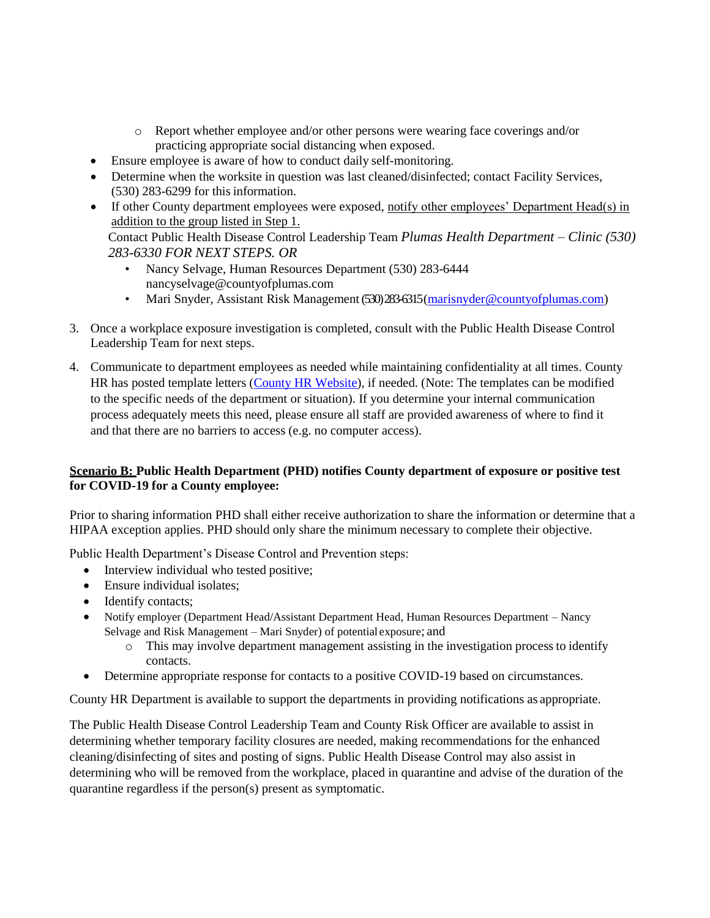- Report whether employee and/or other persons were wearing face coverings and/or practicing appropriate social distancing when exposed.
- Ensure employee is aware of how to conduct daily self-monitoring.
- Determine when the worksite in question was last cleaned/disinfected; contact Facility Services, (530) 283-6299 for this information.
- If other County department employees were exposed, <u>notify other employees' Department Head(s) in addition to the group listed in Step 1.</u>

  Contact Public Health Disease Control Leadership Team *Plumas Health Department – Clinic (530) 283-6330 FOR NEXT STEPS. OR*
    - Nancy Selvage, Human Resources Department (530) 283-6444 nancyselvage@countyofplumas.com
    - Mari Snyder, Assistant Risk Management (530) 283-6315 (marisnyder@countyofplumas.com)

3. Once a workplace exposure investigation is completed, consult with the Public Health Disease Control Leadership Team for next steps.

4. Communicate to department employees as needed while maintaining confidentiality at all times. County HR has posted template letters (County HR Website), if needed. (Note: The templates can be modified to the specific needs of the department or situation). If you determine your internal communication process adequately meets this need, please ensure all staff are provided awareness of where to find it and that there are no barriers to access (e.g. no computer access).

**<u>Scenario B:</u> Public Health Department (PHD) notifies County department of exposure or positive test for COVID-19 for a County employee:**

Prior to sharing information PHD shall either receive authorization to share the information or determine that a HIPAA exception applies. PHD should only share the minimum necessary to complete their objective.

Public Health Department's Disease Control and Prevention steps:

- Interview individual who tested positive;
- Ensure individual isolates;
- Identify contacts;
- Notify employer (Department Head/Assistant Department Head, Human Resources Department – Nancy Selvage and Risk Management – Mari Snyder) of potential exposure; and
    - This may involve department management assisting in the investigation process to identify contacts.
- Determine appropriate response for contacts to a positive COVID-19 based on circumstances.

County HR Department is available to support the departments in providing notifications as appropriate.

The Public Health Disease Control Leadership Team and County Risk Officer are available to assist in determining whether temporary facility closures are needed, making recommendations for the enhanced cleaning/disinfecting of sites and posting of signs. Public Health Disease Control may also assist in determining who will be removed from the workplace, placed in quarantine and advise of the duration of the quarantine regardless if the person(s) present as symptomatic.